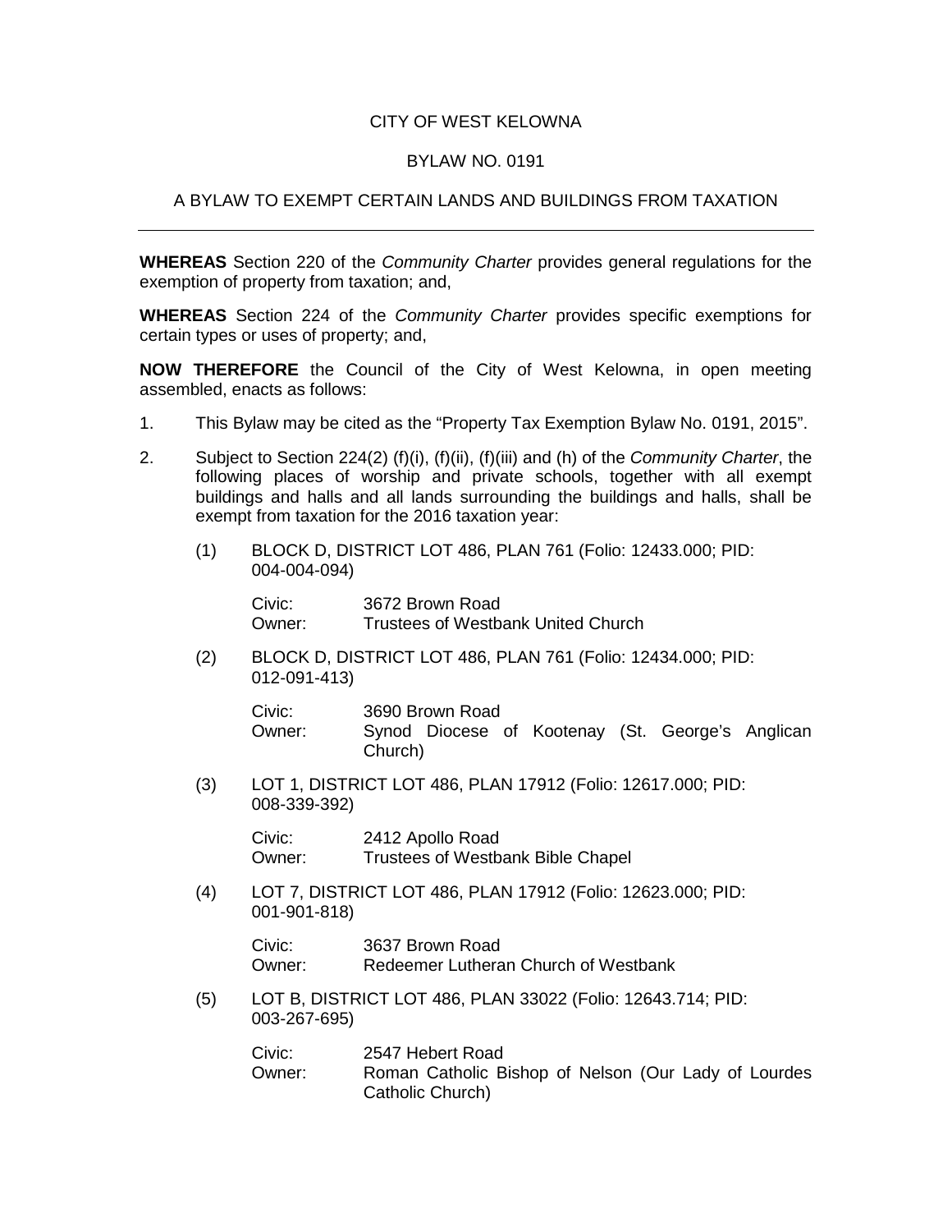CITY OF WEST KELOWNA

BYLAW NO. 0191

A BYLAW TO EXEMPT CERTAIN LANDS AND BUILDINGS FROM TAXATION

---

**WHEREAS** Section 220 of the *Community Charter* provides general regulations for the exemption of property from taxation; and,

**WHEREAS** Section 224 of the *Community Charter* provides specific exemptions for certain types or uses of property; and,

**NOW THEREFORE** the Council of the City of West Kelowna, in open meeting assembled, enacts as follows:

1. This Bylaw may be cited as the "Property Tax Exemption Bylaw No. 0191, 2015".

2. Subject to Section 224(2) (f)(i), (f)(ii), (f)(iii) and (h) of the *Community Charter*, the following places of worship and private schools, together with all exempt buildings and halls and all lands surrounding the buildings and halls, shall be exempt from taxation for the 2016 taxation year:

   (1) BLOCK D, DISTRICT LOT 486, PLAN 761 (Folio: 12433.000; PID: 004-004-094)

   Civic: 3672 Brown Road
   Owner: Trustees of Westbank United Church

   (2) BLOCK D, DISTRICT LOT 486, PLAN 761 (Folio: 12434.000; PID: 012-091-413)

   Civic: 3690 Brown Road
   Owner: Synod Diocese of Kootenay (St. George's Anglican Church)

   (3) LOT 1, DISTRICT LOT 486, PLAN 17912 (Folio: 12617.000; PID: 008-339-392)

   Civic: 2412 Apollo Road
   Owner: Trustees of Westbank Bible Chapel

   (4) LOT 7, DISTRICT LOT 486, PLAN 17912 (Folio: 12623.000; PID: 001-901-818)

   Civic: 3637 Brown Road
   Owner: Redeemer Lutheran Church of Westbank

   (5) LOT B, DISTRICT LOT 486, PLAN 33022 (Folio: 12643.714; PID: 003-267-695)

   Civic: 2547 Hebert Road
   Owner: Roman Catholic Bishop of Nelson (Our Lady of Lourdes Catholic Church)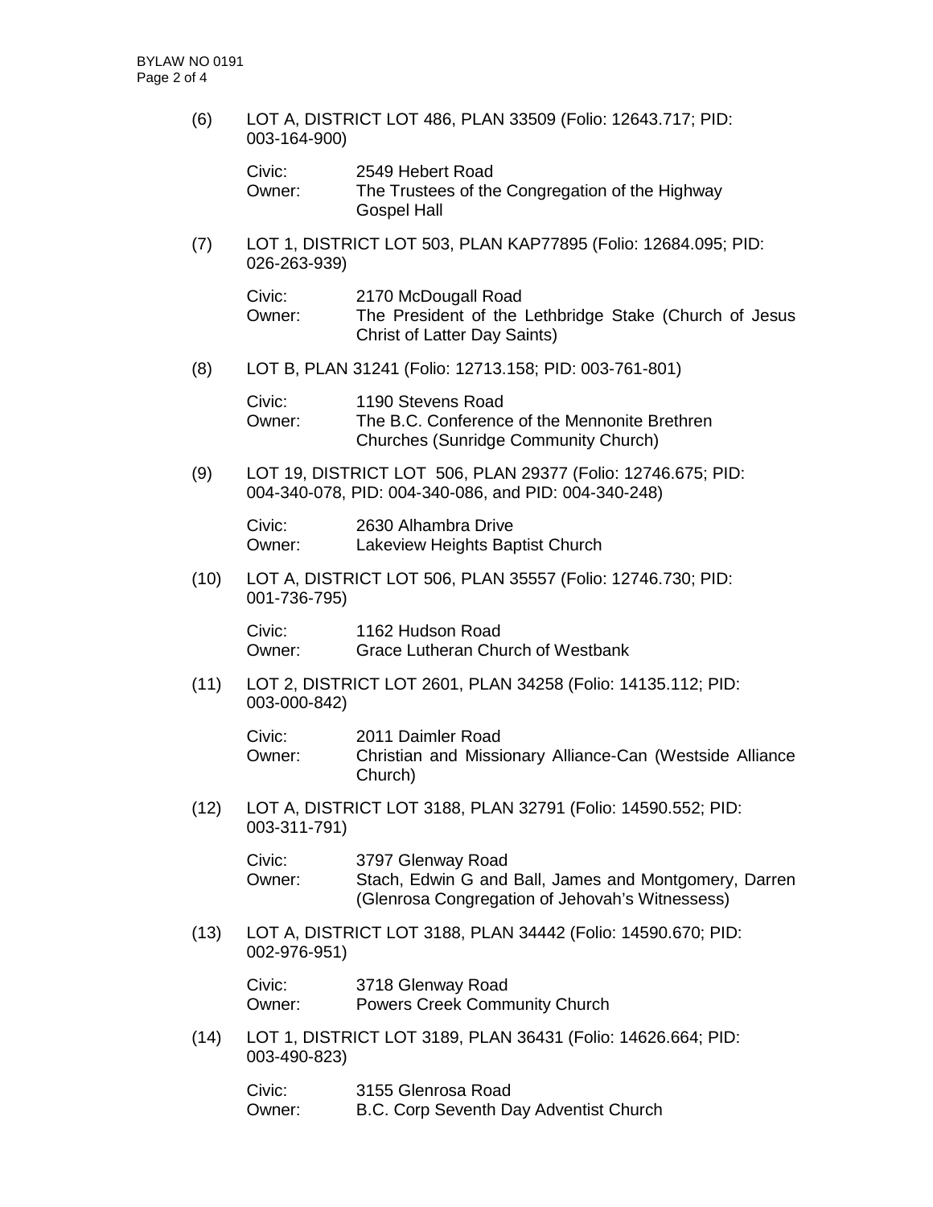(6) LOT A, DISTRICT LOT 486, PLAN 33509 (Folio: 12643.717; PID: 003-164-900)

Civic: 2549 Hebert Road
Owner: The Trustees of the Congregation of the Highway Gospel Hall

(7) LOT 1, DISTRICT LOT 503, PLAN KAP77895 (Folio: 12684.095; PID: 026-263-939)

Civic: 2170 McDougall Road
Owner: The President of the Lethbridge Stake (Church of Jesus Christ of Latter Day Saints)

(8) LOT B, PLAN 31241 (Folio: 12713.158; PID: 003-761-801)

Civic: 1190 Stevens Road
Owner: The B.C. Conference of the Mennonite Brethren Churches (Sunridge Community Church)

(9) LOT 19, DISTRICT LOT 506, PLAN 29377 (Folio: 12746.675; PID: 004-340-078, PID: 004-340-086, and PID: 004-340-248)

Civic: 2630 Alhambra Drive
Owner: Lakeview Heights Baptist Church

(10) LOT A, DISTRICT LOT 506, PLAN 35557 (Folio: 12746.730; PID: 001-736-795)

Civic: 1162 Hudson Road
Owner: Grace Lutheran Church of Westbank

(11) LOT 2, DISTRICT LOT 2601, PLAN 34258 (Folio: 14135.112; PID: 003-000-842)

Civic: 2011 Daimler Road
Owner: Christian and Missionary Alliance-Can (Westside Alliance Church)

(12) LOT A, DISTRICT LOT 3188, PLAN 32791 (Folio: 14590.552; PID: 003-311-791)

Civic: 3797 Glenway Road
Owner: Stach, Edwin G and Ball, James and Montgomery, Darren (Glenrosa Congregation of Jehovah's Witnessess)

(13) LOT A, DISTRICT LOT 3188, PLAN 34442 (Folio: 14590.670; PID: 002-976-951)

Civic: 3718 Glenway Road
Owner: Powers Creek Community Church

(14) LOT 1, DISTRICT LOT 3189, PLAN 36431 (Folio: 14626.664; PID: 003-490-823)

Civic: 3155 Glenrosa Road
Owner: B.C. Corp Seventh Day Adventist Church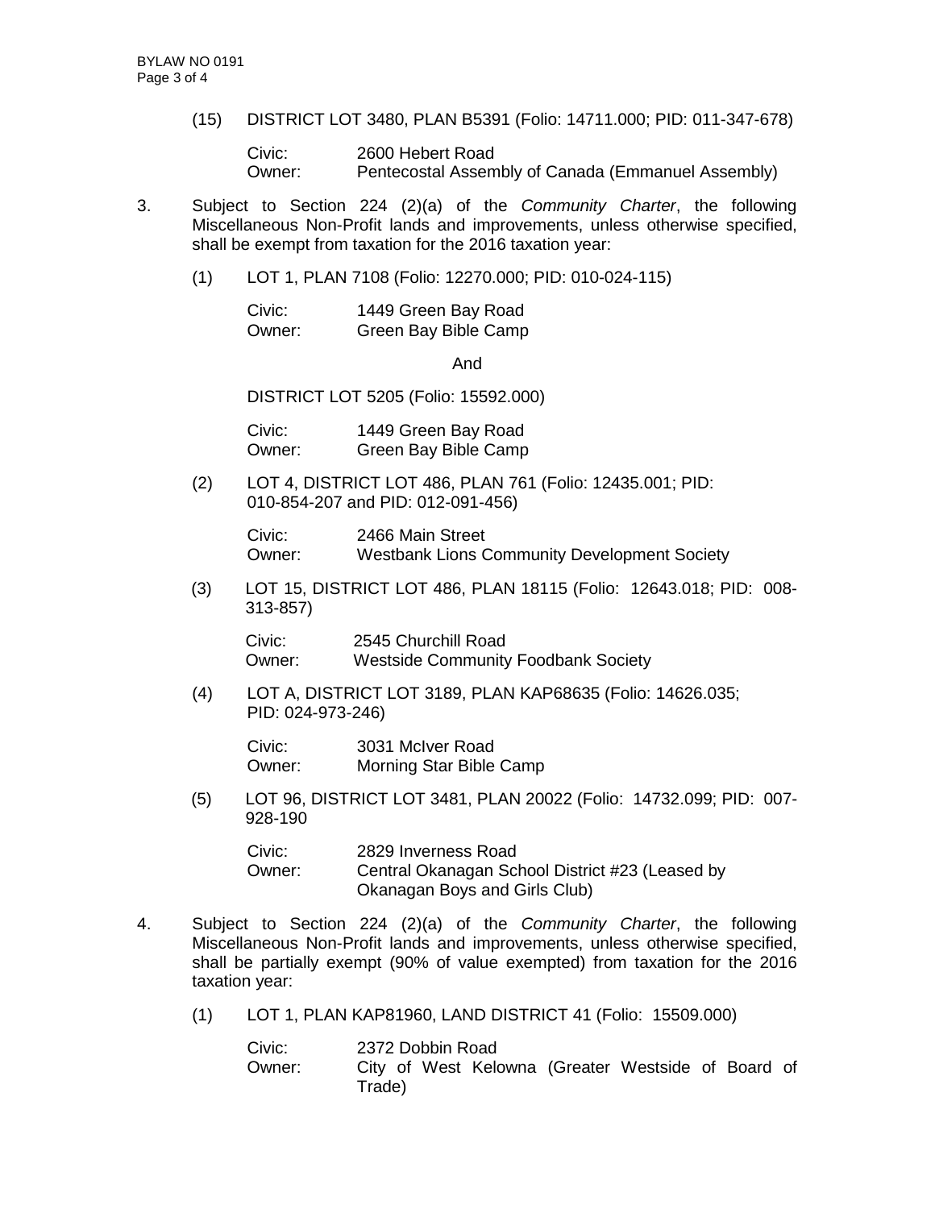(15) DISTRICT LOT 3480, PLAN B5391 (Folio: 14711.000; PID: 011-347-678)

Civic: 2600 Hebert Road
Owner: Pentecostal Assembly of Canada (Emmanuel Assembly)

3. Subject to Section 224 (2)(a) of the *Community Charter*, the following Miscellaneous Non-Profit lands and improvements, unless otherwise specified, shall be exempt from taxation for the 2016 taxation year:

(1) LOT 1, PLAN 7108 (Folio: 12270.000; PID: 010-024-115)

Civic: 1449 Green Bay Road
Owner: Green Bay Bible Camp

And

DISTRICT LOT 5205 (Folio: 15592.000)

Civic: 1449 Green Bay Road
Owner: Green Bay Bible Camp

(2) LOT 4, DISTRICT LOT 486, PLAN 761 (Folio: 12435.001; PID: 010-854-207 and PID: 012-091-456)

Civic: 2466 Main Street
Owner: Westbank Lions Community Development Society

(3) LOT 15, DISTRICT LOT 486, PLAN 18115 (Folio: 12643.018; PID: 008-313-857)

Civic: 2545 Churchill Road
Owner: Westside Community Foodbank Society

(4) LOT A, DISTRICT LOT 3189, PLAN KAP68635 (Folio: 14626.035; PID: 024-973-246)

Civic: 3031 McIver Road
Owner: Morning Star Bible Camp

(5) LOT 96, DISTRICT LOT 3481, PLAN 20022 (Folio: 14732.099; PID: 007-928-190

Civic: 2829 Inverness Road
Owner: Central Okanagan School District #23 (Leased by Okanagan Boys and Girls Club)

4. Subject to Section 224 (2)(a) of the *Community Charter*, the following Miscellaneous Non-Profit lands and improvements, unless otherwise specified, shall be partially exempt (90% of value exempted) from taxation for the 2016 taxation year:

(1) LOT 1, PLAN KAP81960, LAND DISTRICT 41 (Folio: 15509.000)

Civic: 2372 Dobbin Road
Owner: City of West Kelowna (Greater Westside of Board of Trade)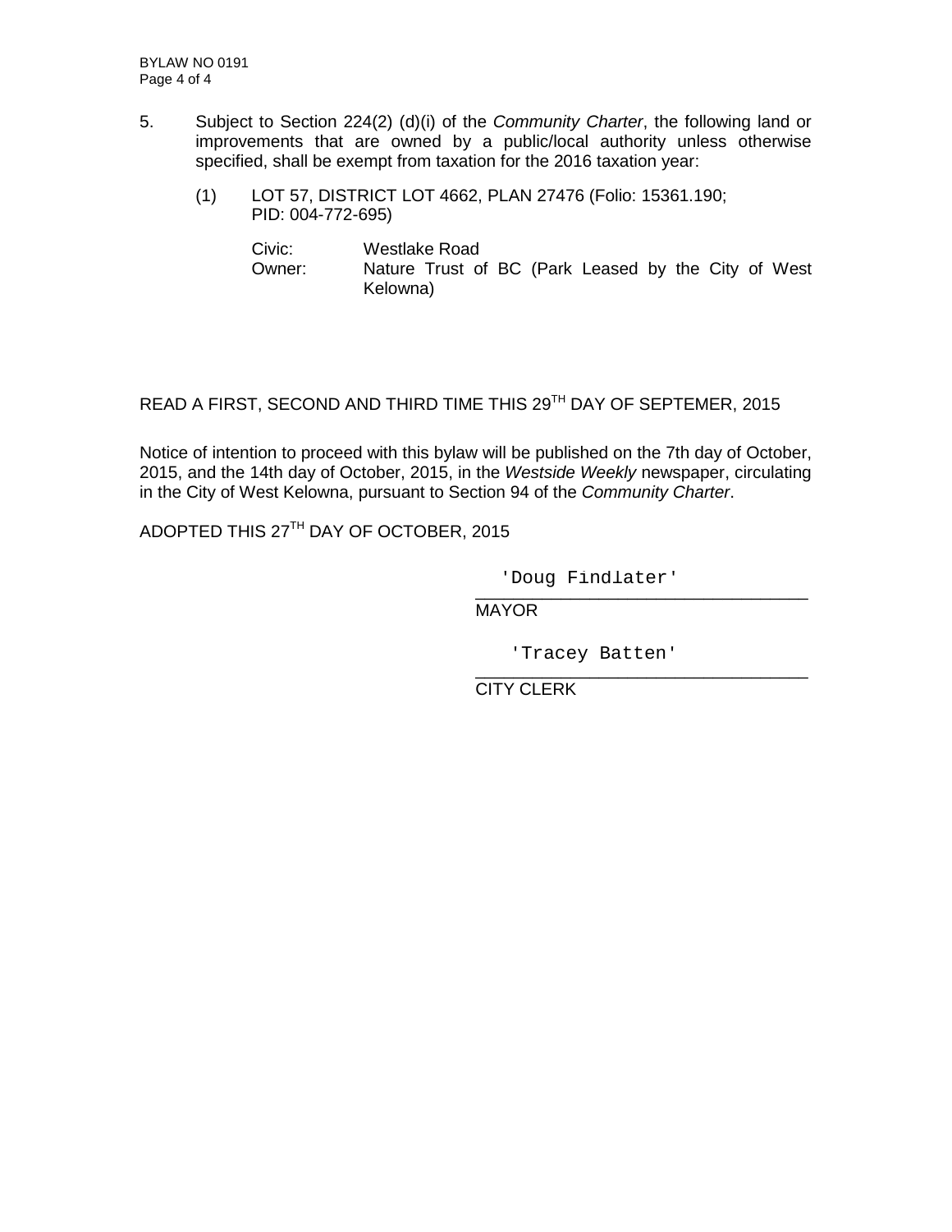5. Subject to Section 224(2) (d)(i) of the *Community Charter*, the following land or improvements that are owned by a public/local authority unless otherwise specified, shall be exempt from taxation for the 2016 taxation year:

   (1) LOT 57, DISTRICT LOT 4662, PLAN 27476 (Folio: 15361.190; PID: 004-772-695)

   Civic: Westlake Road
   Owner: Nature Trust of BC (Park Leased by the City of West Kelowna)

READ A FIRST, SECOND AND THIRD TIME THIS 29TH DAY OF SEPTEMER, 2015

Notice of intention to proceed with this bylaw will be published on the 7th day of October, 2015, and the 14th day of October, 2015, in the *Westside Weekly* newspaper, circulating in the City of West Kelowna, pursuant to Section 94 of the *Community Charter*.

ADOPTED THIS 27TH DAY OF OCTOBER, 2015

'Doug Findlater'
MAYOR

'Tracey Batten'
CITY CLERK